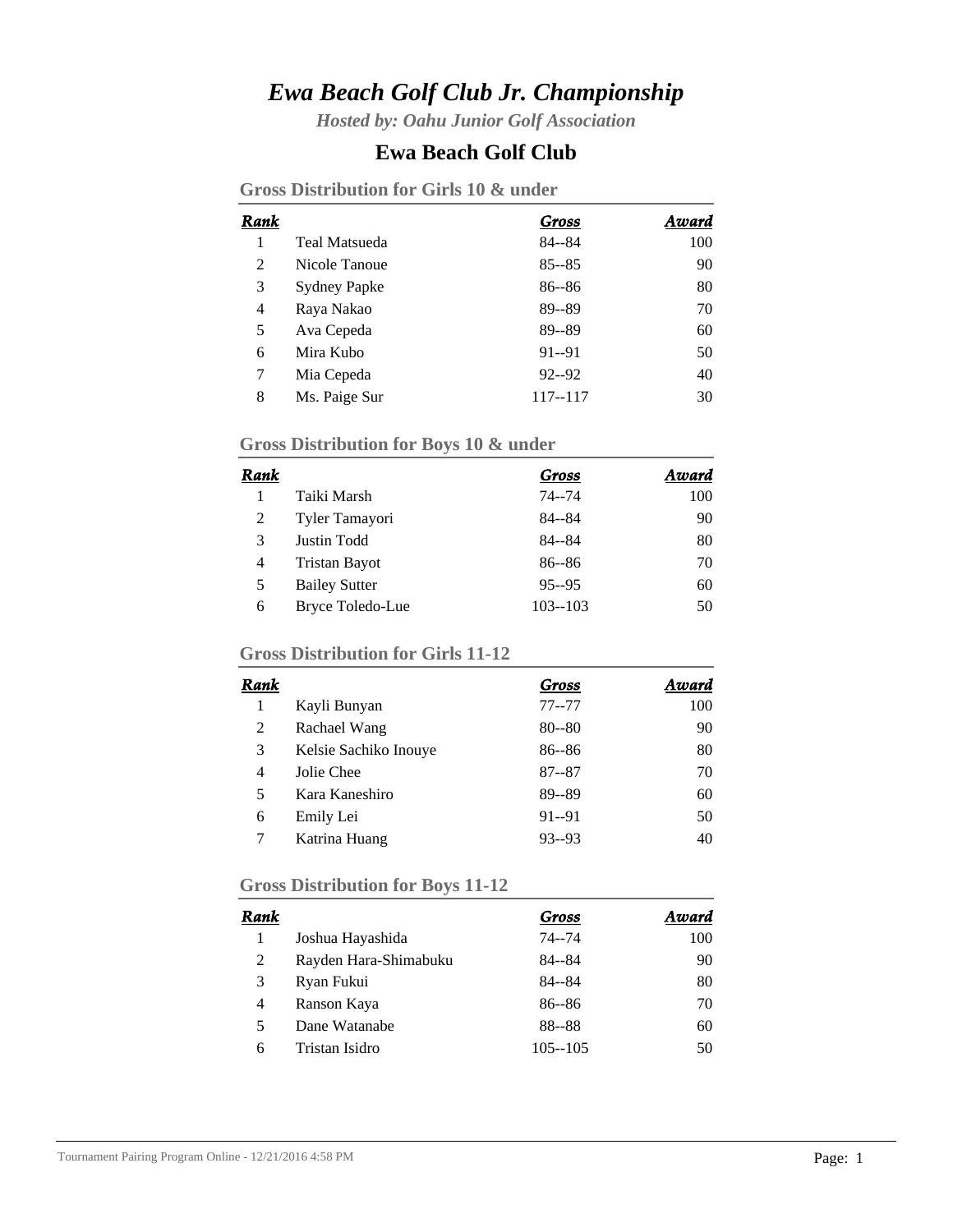# *Ewa Beach Golf Club Jr. Championship*

***Hosted by: Oahu Junior Golf Association***

## Ewa Beach Golf Club

### Gross Distribution for Girls 10 & under

| Rank | | Gross | Award |
|---|---|---|---|
| 1 | Teal Matsueda | 84--84 | 100 |
| 2 | Nicole Tanoue | 85--85 | 90 |
| 3 | Sydney Papke | 86--86 | 80 |
| 4 | Raya Nakao | 89--89 | 70 |
| 5 | Ava Cepeda | 89--89 | 60 |
| 6 | Mira Kubo | 91--91 | 50 |
| 7 | Mia Cepeda | 92--92 | 40 |
| 8 | Ms. Paige Sur | 117--117 | 30 |

### Gross Distribution for Boys 10 & under

| Rank | | Gross | Award |
|---|---|---|---|
| 1 | Taiki Marsh | 74--74 | 100 |
| 2 | Tyler Tamayori | 84--84 | 90 |
| 3 | Justin Todd | 84--84 | 80 |
| 4 | Tristan Bayot | 86--86 | 70 |
| 5 | Bailey Sutter | 95--95 | 60 |
| 6 | Bryce Toledo-Lue | 103--103 | 50 |

### Gross Distribution for Girls 11-12

| Rank | | Gross | Award |
|---|---|---|---|
| 1 | Kayli Bunyan | 77--77 | 100 |
| 2 | Rachael Wang | 80--80 | 90 |
| 3 | Kelsie Sachiko Inouye | 86--86 | 80 |
| 4 | Jolie Chee | 87--87 | 70 |
| 5 | Kara Kaneshiro | 89--89 | 60 |
| 6 | Emily Lei | 91--91 | 50 |
| 7 | Katrina Huang | 93--93 | 40 |

### Gross Distribution for Boys 11-12

| Rank | | Gross | Award |
|---|---|---|---|
| 1 | Joshua Hayashida | 74--74 | 100 |
| 2 | Rayden Hara-Shimabuku | 84--84 | 90 |
| 3 | Ryan Fukui | 84--84 | 80 |
| 4 | Ranson Kaya | 86--86 | 70 |
| 5 | Dane Watanabe | 88--88 | 60 |
| 6 | Tristan Isidro | 105--105 | 50 |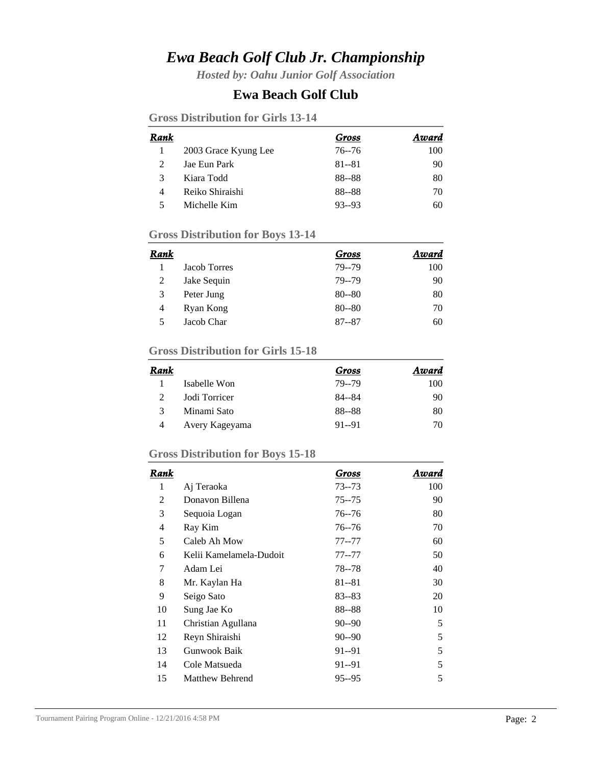# *Ewa Beach Golf Club Jr. Championship*

***Hosted by: Oahu Junior Golf Association***

## Ewa Beach Golf Club

### Gross Distribution for Girls 13-14

| Rank | | Gross | Award |
|---|---|---|---|
| 1 | 2003 Grace Kyung Lee | 76--76 | 100 |
| 2 | Jae Eun Park | 81--81 | 90 |
| 3 | Kiara Todd | 88--88 | 80 |
| 4 | Reiko Shiraishi | 88--88 | 70 |
| 5 | Michelle Kim | 93--93 | 60 |

### Gross Distribution for Boys 13-14

| Rank | | Gross | Award |
|---|---|---|---|
| 1 | Jacob Torres | 79--79 | 100 |
| 2 | Jake Sequin | 79--79 | 90 |
| 3 | Peter Jung | 80--80 | 80 |
| 4 | Ryan Kong | 80--80 | 70 |
| 5 | Jacob Char | 87--87 | 60 |

### Gross Distribution for Girls 15-18

| Rank | | Gross | Award |
|---|---|---|---|
| 1 | Isabelle Won | 79--79 | 100 |
| 2 | Jodi Torricer | 84--84 | 90 |
| 3 | Minami Sato | 88--88 | 80 |
| 4 | Avery Kageyama | 91--91 | 70 |

### Gross Distribution for Boys 15-18

| Rank | | Gross | Award |
|---|---|---|---|
| 1 | Aj Teraoka | 73--73 | 100 |
| 2 | Donavon Billena | 75--75 | 90 |
| 3 | Sequoia Logan | 76--76 | 80 |
| 4 | Ray Kim | 76--76 | 70 |
| 5 | Caleb Ah Mow | 77--77 | 60 |
| 6 | Kelii Kamelamela-Dudoit | 77--77 | 50 |
| 7 | Adam Lei | 78--78 | 40 |
| 8 | Mr. Kaylan Ha | 81--81 | 30 |
| 9 | Seigo Sato | 83--83 | 20 |
| 10 | Sung Jae Ko | 88--88 | 10 |
| 11 | Christian Agullana | 90--90 | 5 |
| 12 | Reyn Shiraishi | 90--90 | 5 |
| 13 | Gunwook Baik | 91--91 | 5 |
| 14 | Cole Matsueda | 91--91 | 5 |
| 15 | Matthew Behrend | 95--95 | 5 |

Tournament Pairing Program Online - 12/21/2016 4:58 PM